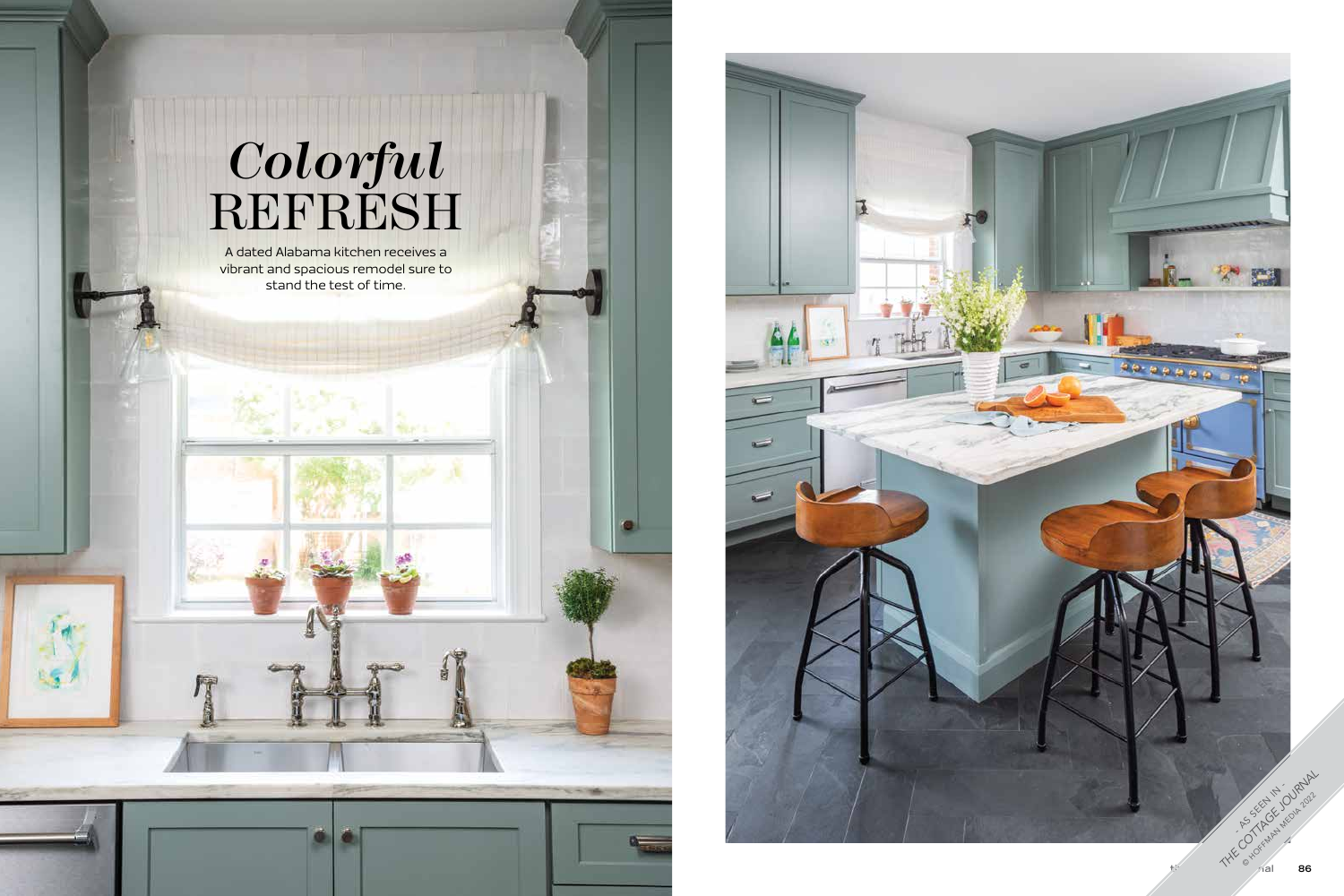# *Colorful* REFRESH

A dated Alabama kitchen receives a vibrant and spacious remodel sure to stand the test of time.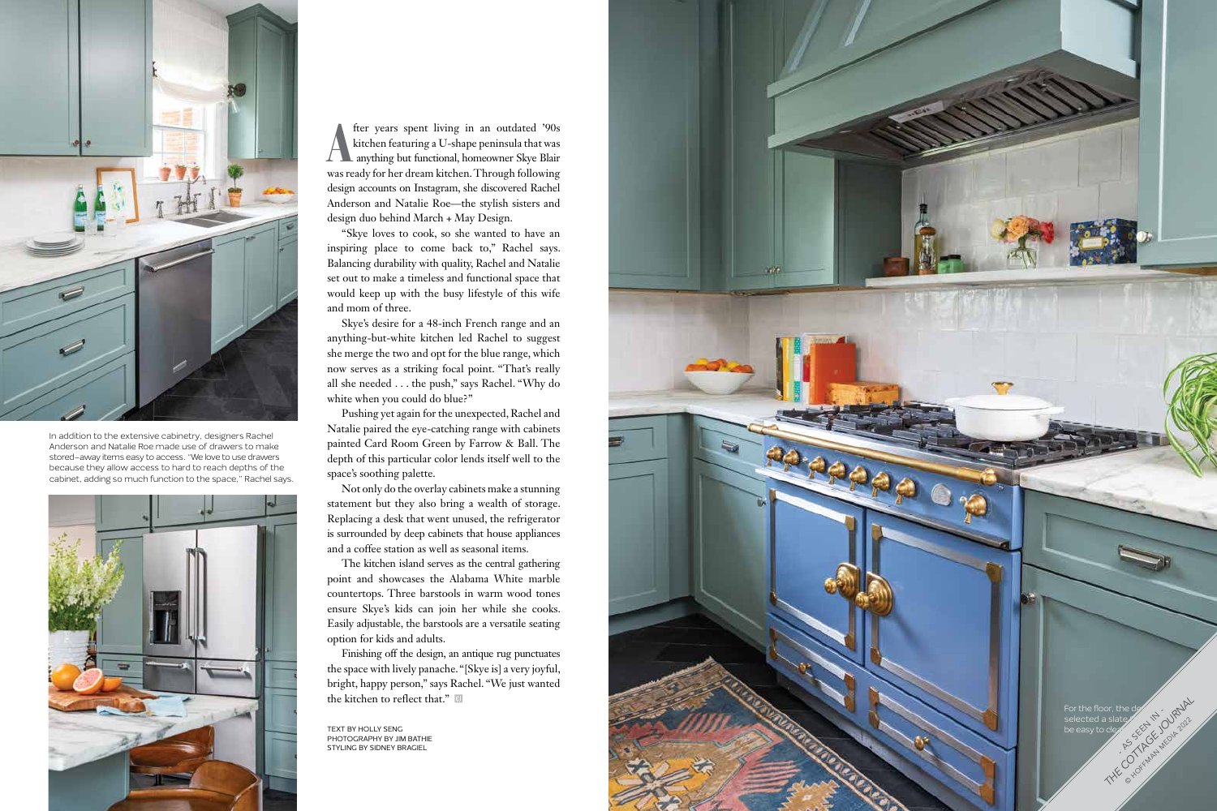In addition to the extensive cabinetry, designers Rachel Anderson and Natalie Roe made use of drawers to make stored-away items easy to access. "We love to use drawers because they allow access to hard to reach depths of the cabinet, adding so much function to the space," Rachel says.

After years spent living in an outdated '90s kitchen featuring a U-shape peninsula that was anything but functional, homeowner Skye Blair was ready for her dream kitchen. Through following design accounts on Instagram, she discovered Rachel Anderson and Natalie Roe—the stylish sisters and design duo behind March + May Design.

"Skye loves to cook, so she wanted to have an inspiring place to come back to," Rachel says. Balancing durability with quality, Rachel and Natalie set out to make a timeless and functional space that would keep up with the busy lifestyle of this wife and mom of three.

Skye's desire for a 48-inch French range and an anything-but-white kitchen led Rachel to suggest she merge the two and opt for the blue range, which now serves as a striking focal point. "That's really all she needed . . . the push," says Rachel. "Why do white when you could do blue?"

Pushing yet again for the unexpected, Rachel and Natalie paired the eye-catching range with cabinets painted Card Room Green by Farrow & Ball. The depth of this particular color lends itself well to the space's soothing palette.

Not only do the overlay cabinets make a stunning statement but they also bring a wealth of storage. Replacing a desk that went unused, the refrigerator is surrounded by deep cabinets that house appliances and a coffee station as well as seasonal items.

The kitchen island serves as the central gathering point and showcases the Alabama White marble countertops. Three barstools in warm wood tones ensure Skye's kids can join her while she cooks. Easily adjustable, the barstools are a versatile seating option for kids and adults.

Finishing off the design, an antique rug punctuates the space with lively panache. "[Skye is] a very joyful, bright, happy person," says Rachel. "We just wanted the kitchen to reflect that."

TEXT BY HOLLY SENG
PHOTOGRAPHY BY JIM BATHIE
STYLING BY SIDNEY BRAGIEL

For the floor, the de... selected a slate... be easy to cle...